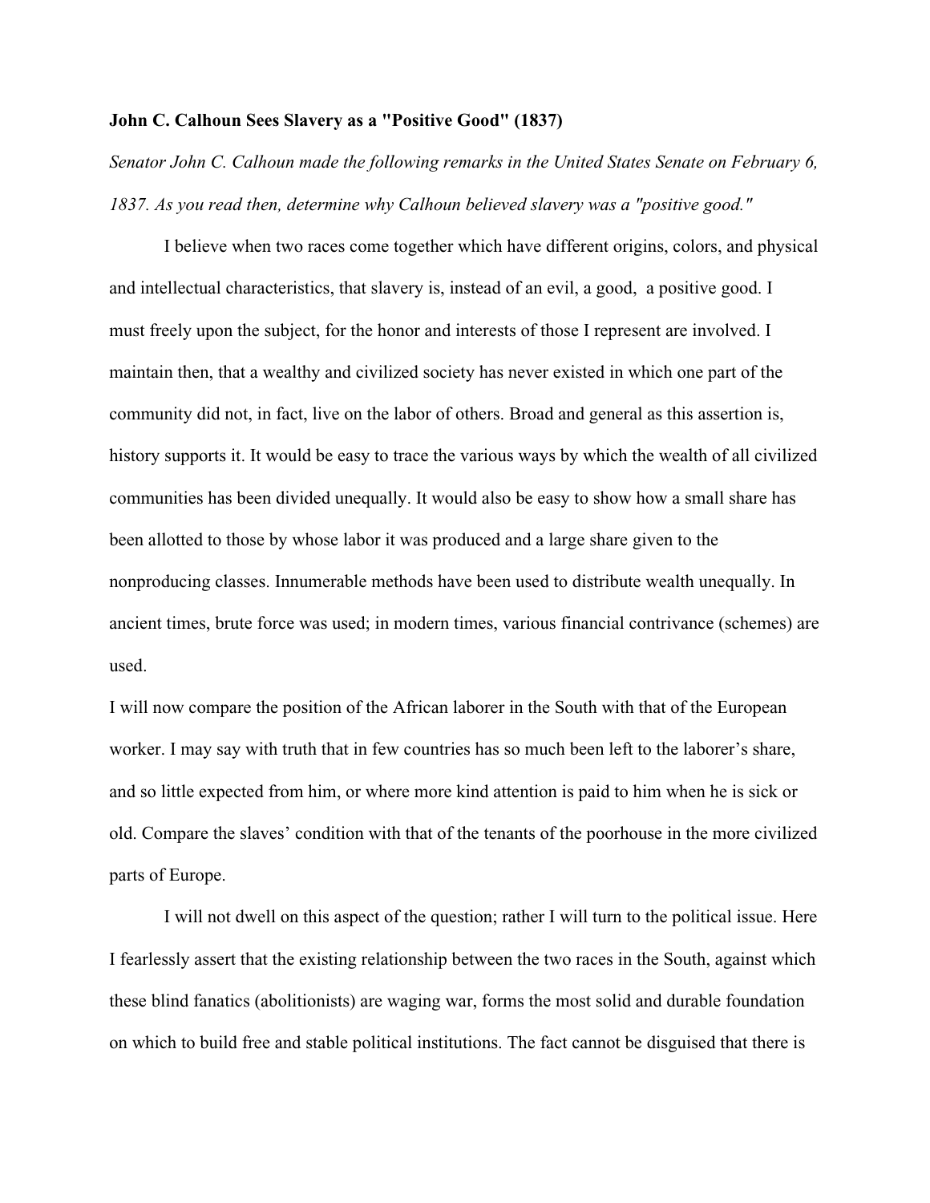**John C. Calhoun Sees Slavery as a "Positive Good" (1837)**

*Senator John C. Calhoun made the following remarks in the United States Senate on February 6, 1837. As you read then, determine why Calhoun believed slavery was a "positive good."*

I believe when two races come together which have different origins, colors, and physical and intellectual characteristics, that slavery is, instead of an evil, a good, a positive good. I must freely upon the subject, for the honor and interests of those I represent are involved. I maintain then, that a wealthy and civilized society has never existed in which one part of the community did not, in fact, live on the labor of others. Broad and general as this assertion is, history supports it. It would be easy to trace the various ways by which the wealth of all civilized communities has been divided unequally. It would also be easy to show how a small share has been allotted to those by whose labor it was produced and a large share given to the nonproducing classes. Innumerable methods have been used to distribute wealth unequally. In ancient times, brute force was used; in modern times, various financial contrivance (schemes) are used.

I will now compare the position of the African laborer in the South with that of the European worker. I may say with truth that in few countries has so much been left to the laborer's share, and so little expected from him, or where more kind attention is paid to him when he is sick or old. Compare the slaves' condition with that of the tenants of the poorhouse in the more civilized parts of Europe.

I will not dwell on this aspect of the question; rather I will turn to the political issue. Here I fearlessly assert that the existing relationship between the two races in the South, against which these blind fanatics (abolitionists) are waging war, forms the most solid and durable foundation on which to build free and stable political institutions. The fact cannot be disguised that there is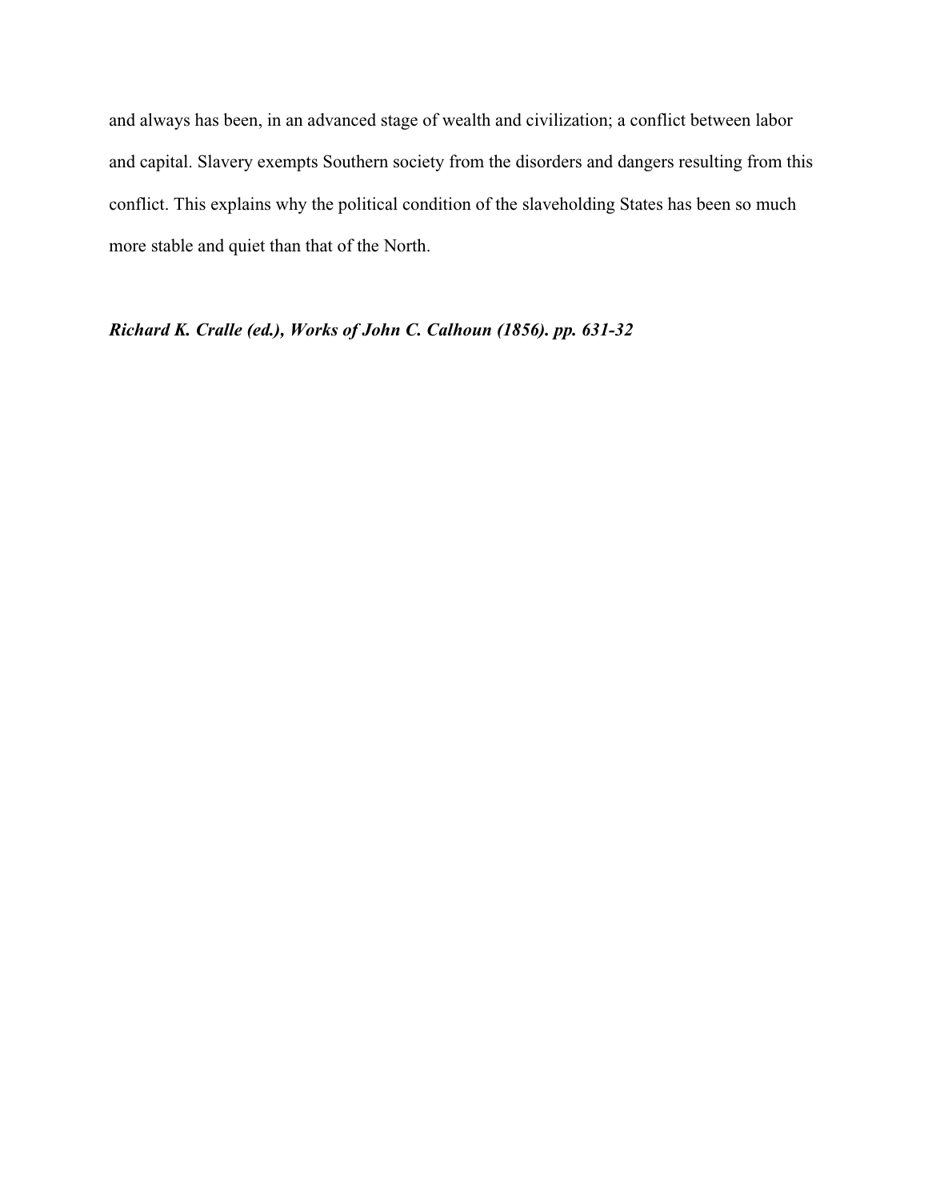and always has been, in an advanced stage of wealth and civilization; a conflict between labor and capital. Slavery exempts Southern society from the disorders and dangers resulting from this conflict. This explains why the political condition of the slaveholding States has been so much more stable and quiet than that of the North.

***Richard K. Cralle (ed.), Works of John C. Calhoun (1856). pp. 631-32***